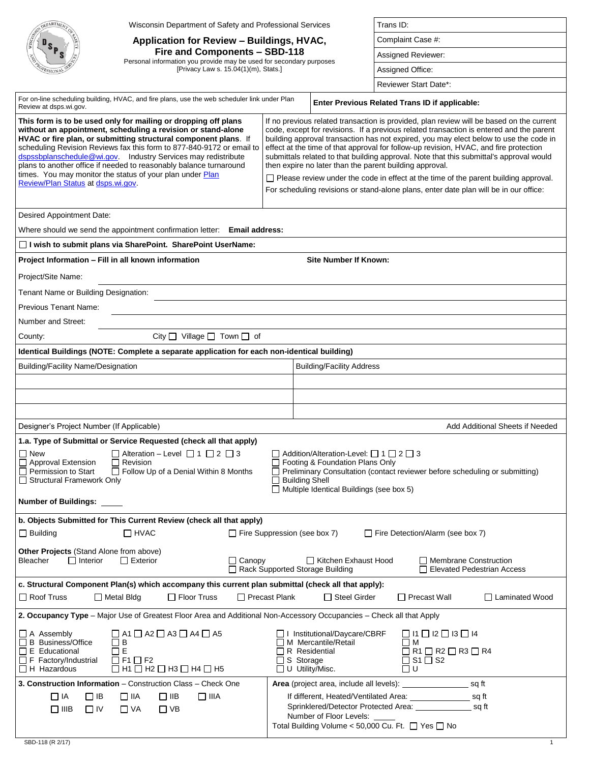Wisconsin Department of Safety and Professional Services

# Application for Review – Buildings, HVAC, Fire and Components – SBD-118

Personal information you provide may be used for secondary purposes [Privacy Law s. 15.04(1)(m), Stats.]

| |
|---|
| Trans ID: |
| Complaint Case #: |
| Assigned Reviewer: |
| Assigned Office: |
| Reviewer Start Date*: |

For on-line scheduling building, HVAC, and fire plans, use the web scheduler link under Plan Review at dsps.wi.gov.

**Enter Previous Related Trans ID if applicable:**

**This form is to be used only for mailing or dropping off plans without an appointment, scheduling a revision or stand-alone HVAC or fire plan, or submitting structural component plans**. If scheduling Revision Reviews fax this form to 877-840-9172 or email to dspssbplanschedule@wi.gov. Industry Services may redistribute plans to another office if needed to reasonably balance turnaround times. You may monitor the status of your plan under Plan Review/Plan Status at dsps.wi.gov.

If no previous related transaction is provided, plan review will be based on the current code, except for revisions. If a previous related transaction is entered and the parent building approval transaction has not expired, you may elect below to use the code in effect at the time of that approval for follow-up revision, HVAC, and fire protection submittals related to that building approval. Note that this submittal's approval would then expire no later than the parent building approval.

☐ Please review under the code in effect at the time of the parent building approval.

For scheduling revisions or stand-alone plans, enter date plan will be in our office:

Desired Appointment Date:

Where should we send the appointment confirmation letter: **Email address:**

☐ **I wish to submit plans via SharePoint. SharePoint UserName:**

**Project Information – Fill in all known information** **Site Number If Known:**

Project/Site Name:

Tenant Name or Building Designation:

Previous Tenant Name:

Number and Street:

County: City ☐ Village ☐ Town ☐ of

**Identical Buildings (NOTE: Complete a separate application for each non-identical building)**

| Building/Facility Name/Designation | Building/Facility Address |
|---|---|
| | |
| | |
| | |

Designer's Project Number (If Applicable) Add Additional Sheets if Needed

**1.a. Type of Submittal or Service Requested (check all that apply)**

☐ New ☐ Alteration – Level ☐ 1 ☐ 2 ☐ 3
☐ Approval Extension ☐ Revision
☐ Permission to Start ☐ Follow Up of a Denial Within 8 Months
☐ Structural Framework Only
☐ Addition/Alteration-Level: ☐ 1 ☐ 2 ☐ 3
☐ Footing & Foundation Plans Only
☐ Preliminary Consultation (contact reviewer before scheduling or submitting)
☐ Building Shell
☐ Multiple Identical Buildings (see box 5)

**Number of Buildings:** _____

**b. Objects Submitted for This Current Review (check all that apply)**

☐ Building ☐ HVAC ☐ Fire Suppression (see box 7) ☐ Fire Detection/Alarm (see box 7)

**Other Projects** (Stand Alone from above)
Bleacher ☐ Interior ☐ Exterior ☐ Canopy ☐ Rack Supported Storage Building ☐ Kitchen Exhaust Hood ☐ Membrane Construction ☐ Elevated Pedestrian Access

**c. Structural Component Plan(s) which accompany this current plan submittal (check all that apply):**

☐ Roof Truss ☐ Metal Bldg ☐ Floor Truss ☐ Precast Plank ☐ Steel Girder ☐ Precast Wall ☐ Laminated Wood

**2. Occupancy Type** – Major Use of Greatest Floor Area and Additional Non-Accessory Occupancies – Check all that Apply

☐ A Assembly ☐ A1 ☐ A2 ☐ A3 ☐ A4 ☐ A5
☐ B Business/Office ☐ B
☐ E Educational ☐ E
☐ F Factory/Industrial ☐ F1 ☐ F2
☐ H Hazardous ☐ H1 ☐ H2 ☐ H3 ☐ H4 ☐ H5
☐ I Institutional/Daycare/CBRF ☐ I1 ☐ I2 ☐ I3 ☐ I4
☐ M Mercantile/Retail ☐ M
☐ R Residential ☐ R1 ☐ R2 ☐ R3 ☐ R4
☐ S Storage ☐ S1 ☐ S2
☐ U Utility/Misc. ☐ U

**3. Construction Information** – Construction Class – Check One

☐ IA ☐ IB ☐ IIA ☐ IIB ☐ IIIA
☐ IIIB ☐ IV ☐ VA ☐ VB

**Area** (project area, include all levels): ____________ sq ft
If different, Heated/Ventilated Area: ____________ sq ft
Sprinklered/Detector Protected Area: ____________ sq ft
Number of Floor Levels: _____
Total Building Volume < 50,000 Cu. Ft. ☐ Yes ☐ No

SBD-118 (R 2/17)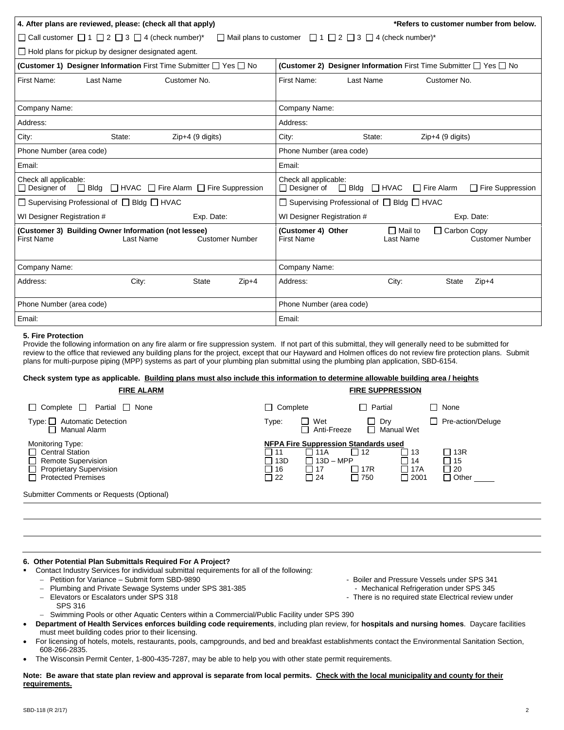**4. After plans are reviewed, please: (check all that apply)** **\*Refers to customer number from below.**

☐ Call customer ☐ 1 ☐ 2 ☐ 3 ☐ 4 (check number)\* ☐ Mail plans to customer ☐ 1 ☐ 2 ☐ 3 ☐ 4 (check number)\*

☐ Hold plans for pickup by designer designated agent.

| **(Customer 1) Designer Information** First Time Submitter ☐ Yes ☐ No | **(Customer 2) Designer Information** First Time Submitter ☐ Yes ☐ No |
|---|---|
| First Name: Last Name Customer No. | First Name: Last Name Customer No. |
| Company Name: | Company Name: |
| Address: | Address: |
| City: State: Zip+4 (9 digits) | City: State: Zip+4 (9 digits) |
| Phone Number (area code) | Phone Number (area code) |
| Email: | Email: |
| Check all applicable: ☐ Designer of ☐ Bldg ☐ HVAC ☐ Fire Alarm ☐ Fire Suppression | Check all applicable: ☐ Designer of ☐ Bldg ☐ HVAC ☐ Fire Alarm ☐ Fire Suppression |
| ☐ Supervising Professional of ☐ Bldg ☐ HVAC | ☐ Supervising Professional of ☐ Bldg ☐ HVAC |
| WI Designer Registration # Exp. Date: | WI Designer Registration # Exp. Date: |
| **(Customer 3) Building Owner Information (not lessee)** First Name Last Name Customer Number | **(Customer 4) Other** ☐ Mail to ☐ Carbon Copy First Name Last Name Customer Number |
| Company Name: | Company Name: |
| Address: City: State Zip+4 | Address: City: State Zip+4 |
| Phone Number (area code) | Phone Number (area code) |
| Email: | Email: |

**5. Fire Protection**

Provide the following information on any fire alarm or fire suppression system. If not part of this submittal, they will generally need to be submitted for review to the office that reviewed any building plans for the project, except that our Hayward and Holmen offices do not review fire protection plans. Submit plans for multi-purpose piping (MPP) systems as part of your plumbing plan submittal using the plumbing plan application, SBD-6154.

**Check system type as applicable. Building plans must also include this information to determine allowable building area / heights**

**FIRE ALARM**

☐ Complete ☐ Partial ☐ None

Type: ☐ Automatic Detection
☐ Manual Alarm

Monitoring Type:
☐ Central Station
☐ Remote Supervision
☐ Proprietary Supervision
☐ Protected Premises

**FIRE SUPPRESSION**

☐ Complete ☐ Partial ☐ None

Type: ☐ Wet ☐ Dry ☐ Pre-action/Deluge
☐ Anti-Freeze ☐ Manual Wet

**NFPA Fire Suppression Standards used**

| | | | | |
|---|---|---|---|---|
| ☐ 11 | ☐ 11A | ☐ 12 | ☐ 13 | ☐ 13R |
| ☐ 13D | ☐ 13D – MPP | | ☐ 14 | ☐ 15 |
| ☐ 16 | ☐ 17 | ☐ 17R | ☐ 17A | ☐ 20 |
| ☐ 22 | ☐ 24 | ☐ 750 | ☐ 2001 | ☐ Other _____ |

Submitter Comments or Requests (Optional)

______________________________________________

______________________________________________

______________________________________________

**6. Other Potential Plan Submittals Required For A Project?**

- Contact Industry Services for individual submittal requirements for all of the following:
  - Petition for Variance – Submit form SBD-9890
  - Plumbing and Private Sewage Systems under SPS 381-385
  - Elevators or Escalators under SPS 318
  - Boiler and Pressure Vessels under SPS 341
  - Mechanical Refrigeration under SPS 345
  - There is no required state Electrical review under SPS 316
  - Swimming Pools or other Aquatic Centers within a Commercial/Public Facility under SPS 390
- **Department of Health Services enforces building code requirements**, including plan review, for **hospitals and nursing homes**. Daycare facilities must meet building codes prior to their licensing.
- For licensing of hotels, motels, restaurants, pools, campgrounds, and bed and breakfast establishments contact the Environmental Sanitation Section, 608-266-2835.
- The Wisconsin Permit Center, 1-800-435-7287, may be able to help you with other state permit requirements.

**Note: Be aware that state plan review and approval is separate from local permits. Check with the local municipality and county for their requirements.**

SBD-118 (R 2/17)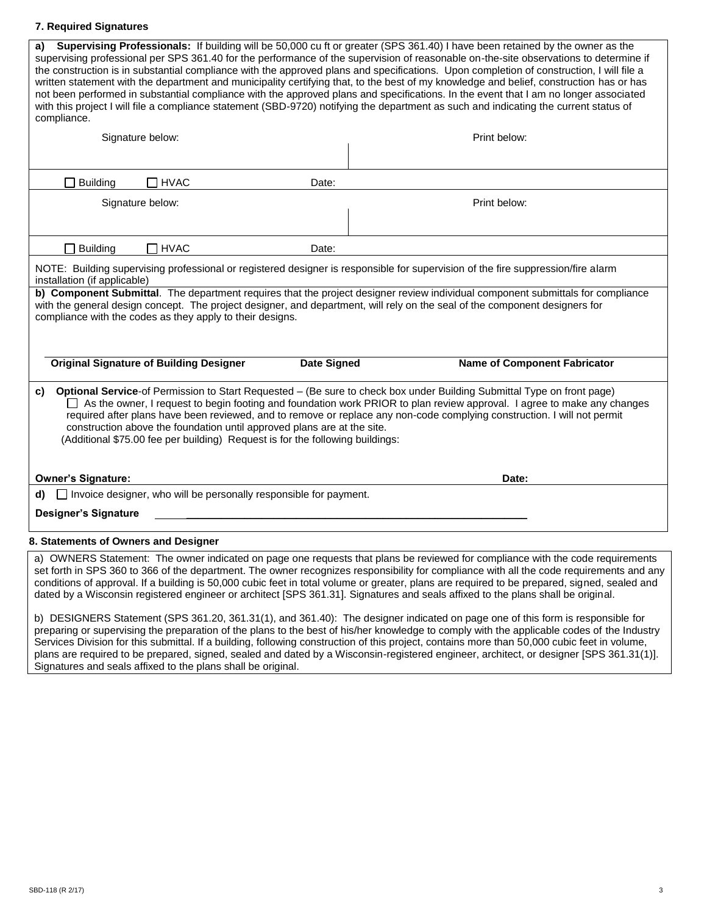### 7. Required Signatures

**a) Supervising Professionals:** If building will be 50,000 cu ft or greater (SPS 361.40) I have been retained by the owner as the supervising professional per SPS 361.40 for the performance of the supervision of reasonable on-the-site observations to determine if the construction is in substantial compliance with the approved plans and specifications. Upon completion of construction, I will file a written statement with the department and municipality certifying that, to the best of my knowledge and belief, construction has or has not been performed in substantial compliance with the approved plans and specifications. In the event that I am no longer associated with this project I will file a compliance statement (SBD-9720) notifying the department as such and indicating the current status of compliance.

| Signature below: | Print below: |
|---|---|
| | |
| ☐ Building ☐ HVAC Date: | |
| Signature below: | Print below: |
| | |
| ☐ Building ☐ HVAC Date: | |

NOTE: Building supervising professional or registered designer is responsible for supervision of the fire suppression/fire alarm installation (if applicable)

**b) Component Submittal**. The department requires that the project designer review individual component submittals for compliance with the general design concept. The project designer, and department, will rely on the seal of the component designers for compliance with the codes as they apply to their designs.

| **Original Signature of Building Designer** | **Date Signed** | **Name of Component Fabricator** |
|---|---|---|
| | | |

**c) Optional Service**-of Permission to Start Requested – (Be sure to check box under Building Submittal Type on front page)

☐ As the owner, I request to begin footing and foundation work PRIOR to plan review approval. I agree to make any changes required after plans have been reviewed, and to remove or replace any non-code complying construction. I will not permit construction above the foundation until approved plans are at the site.

(Additional $75.00 fee per building) Request is for the following buildings:

**Owner's Signature:** **Date:**

**d)** ☐ Invoice designer, who will be personally responsible for payment.

**Designer's Signature** ______________________________________________

### 8. Statements of Owners and Designer

a) OWNERS Statement: The owner indicated on page one requests that plans be reviewed for compliance with the code requirements set forth in SPS 360 to 366 of the department. The owner recognizes responsibility for compliance with all the code requirements and any conditions of approval. If a building is 50,000 cubic feet in total volume or greater, plans are required to be prepared, signed, sealed and dated by a Wisconsin registered engineer or architect [SPS 361.31]. Signatures and seals affixed to the plans shall be original.

b) DESIGNERS Statement (SPS 361.20, 361.31(1), and 361.40): The designer indicated on page one of this form is responsible for preparing or supervising the preparation of the plans to the best of his/her knowledge to comply with the applicable codes of the Industry Services Division for this submittal. If a building, following construction of this project, contains more than 50,000 cubic feet in volume, plans are required to be prepared, signed, sealed and dated by a Wisconsin-registered engineer, architect, or designer [SPS 361.31(1)]. Signatures and seals affixed to the plans shall be original.

SBD-118 (R 2/17)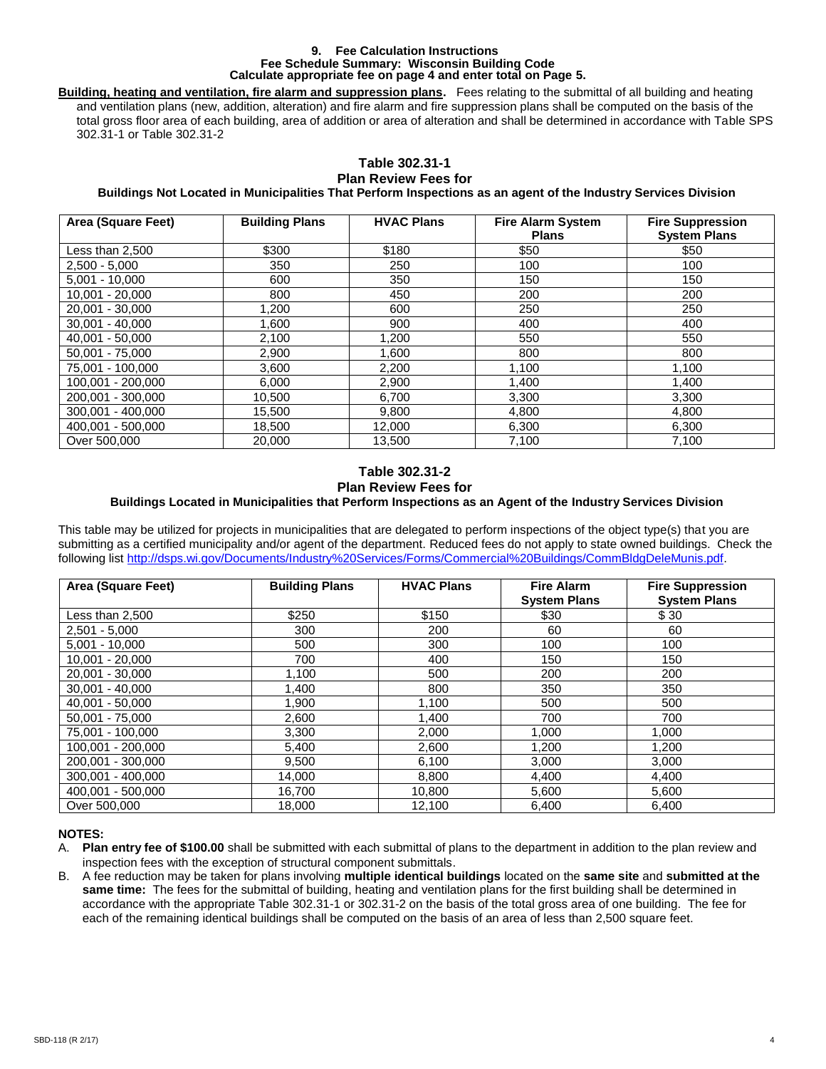## 9. Fee Calculation Instructions

**Fee Schedule Summary: Wisconsin Building Code**
**Calculate appropriate fee on page 4 and enter total on Page 5.**

**Building, heating and ventilation, fire alarm and suppression plans.** Fees relating to the submittal of all building and heating and ventilation plans (new, addition, alteration) and fire alarm and fire suppression plans shall be computed on the basis of the total gross floor area of each building, area of addition or area of alteration and shall be determined in accordance with Table SPS 302.31-1 or Table 302.31-2

### Table 302.31-1
**Plan Review Fees for**
**Buildings Not Located in Municipalities That Perform Inspections as an agent of the Industry Services Division**

| Area (Square Feet) | Building Plans | HVAC Plans | Fire Alarm System Plans | Fire Suppression System Plans |
|---|---|---|---|---|
| Less than 2,500 | $300 | $180 | $50 | $50 |
| 2,500 - 5,000 | 350 | 250 | 100 | 100 |
| 5,001 - 10,000 | 600 | 350 | 150 | 150 |
| 10,001 - 20,000 | 800 | 450 | 200 | 200 |
| 20,001 - 30,000 | 1,200 | 600 | 250 | 250 |
| 30,001 - 40,000 | 1,600 | 900 | 400 | 400 |
| 40,001 - 50,000 | 2,100 | 1,200 | 550 | 550 |
| 50,001 - 75,000 | 2,900 | 1,600 | 800 | 800 |
| 75,001 - 100,000 | 3,600 | 2,200 | 1,100 | 1,100 |
| 100,001 - 200,000 | 6,000 | 2,900 | 1,400 | 1,400 |
| 200,001 - 300,000 | 10,500 | 6,700 | 3,300 | 3,300 |
| 300,001 - 400,000 | 15,500 | 9,800 | 4,800 | 4,800 |
| 400,001 - 500,000 | 18,500 | 12,000 | 6,300 | 6,300 |
| Over 500,000 | 20,000 | 13,500 | 7,100 | 7,100 |

### Table 302.31-2
**Plan Review Fees for**
**Buildings Located in Municipalities that Perform Inspections as an Agent of the Industry Services Division**

This table may be utilized for projects in municipalities that are delegated to perform inspections of the object type(s) that you are submitting as a certified municipality and/or agent of the department. Reduced fees do not apply to state owned buildings. Check the following list http://dsps.wi.gov/Documents/Industry%20Services/Forms/Commercial%20Buildings/CommBldgDeleMunis.pdf.

| Area (Square Feet) | Building Plans | HVAC Plans | Fire Alarm System Plans | Fire Suppression System Plans |
|---|---|---|---|---|
| Less than 2,500 | $250 | $150 | $30 | $ 30 |
| 2,501 - 5,000 | 300 | 200 | 60 | 60 |
| 5,001 - 10,000 | 500 | 300 | 100 | 100 |
| 10,001 - 20,000 | 700 | 400 | 150 | 150 |
| 20,001 - 30,000 | 1,100 | 500 | 200 | 200 |
| 30,001 - 40,000 | 1,400 | 800 | 350 | 350 |
| 40,001 - 50,000 | 1,900 | 1,100 | 500 | 500 |
| 50,001 - 75,000 | 2,600 | 1,400 | 700 | 700 |
| 75,001 - 100,000 | 3,300 | 2,000 | 1,000 | 1,000 |
| 100,001 - 200,000 | 5,400 | 2,600 | 1,200 | 1,200 |
| 200,001 - 300,000 | 9,500 | 6,100 | 3,000 | 3,000 |
| 300,001 - 400,000 | 14,000 | 8,800 | 4,400 | 4,400 |
| 400,001 - 500,000 | 16,700 | 10,800 | 5,600 | 5,600 |
| Over 500,000 | 18,000 | 12,100 | 6,400 | 6,400 |

**NOTES:**

A. **Plan entry fee of $100.00** shall be submitted with each submittal of plans to the department in addition to the plan review and inspection fees with the exception of structural component submittals.

B. A fee reduction may be taken for plans involving **multiple identical buildings** located on the **same site** and **submitted at the same time:** The fees for the submittal of building, heating and ventilation plans for the first building shall be determined in accordance with the appropriate Table 302.31-1 or 302.31-2 on the basis of the total gross area of one building. The fee for each of the remaining identical buildings shall be computed on the basis of an area of less than 2,500 square feet.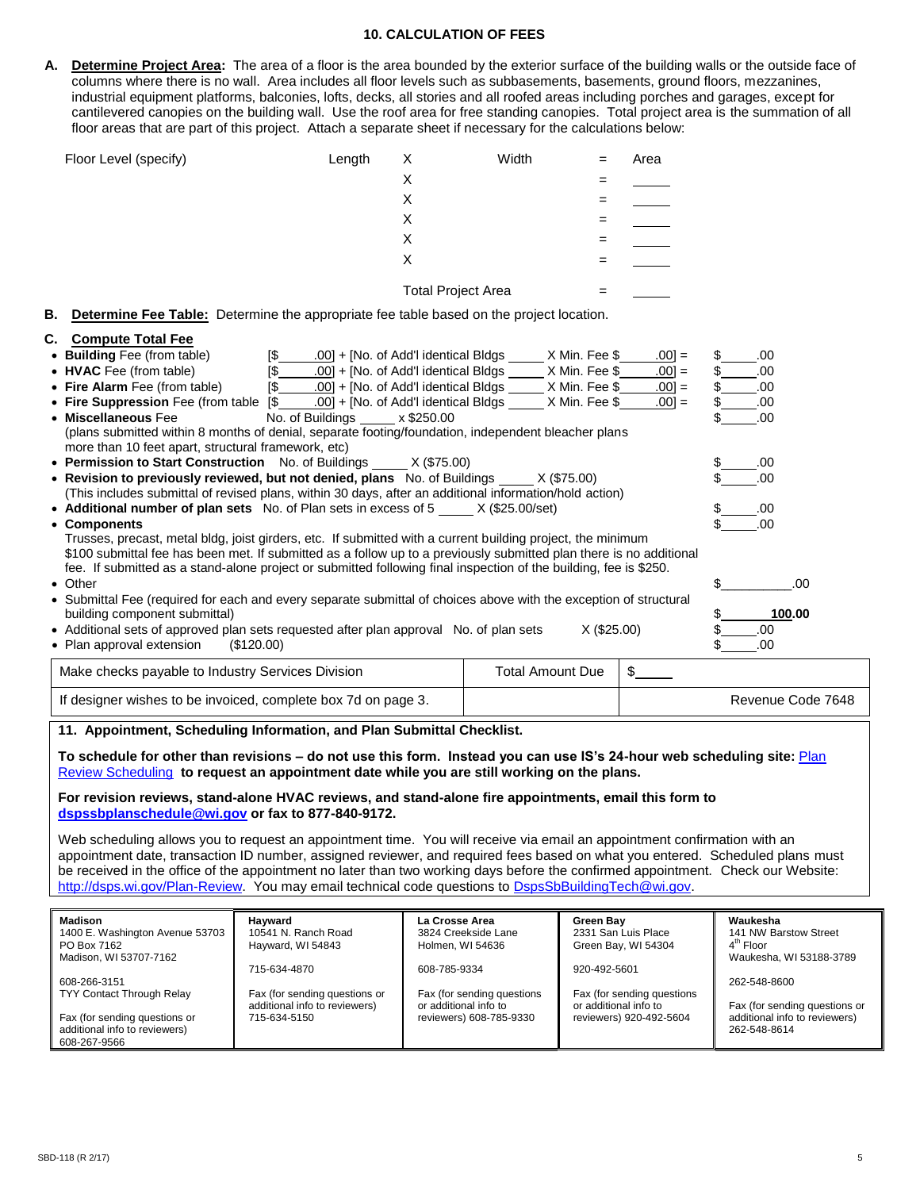## 10. CALCULATION OF FEES

**A. Determine Project Area:** The area of a floor is the area bounded by the exterior surface of the building walls or the outside face of columns where there is no wall. Area includes all floor levels such as subbasements, basements, ground floors, mezzanines, industrial equipment platforms, balconies, lofts, decks, all stories and all roofed areas including porches and garages, except for cantilevered canopies on the building wall. Use the roof area for free standing canopies. Total project area is the summation of all floor areas that are part of this project. Attach a separate sheet if necessary for the calculations below:

| Floor Level (specify) | Length | X | Width | = | Area |
|---|---|---|---|---|---|
| | | X | | = | _____ |
| | | X | | = | _____ |
| | | X | | = | _____ |
| | | X | | = | _____ |
| | | X | | = | _____ |
| | | X | | = | _____ |
| | | Total Project Area | | = | _____ |

**B. Determine Fee Table:** Determine the appropriate fee table based on the project location.

**C. Compute Total Fee**

- **Building** Fee (from table) [$_____.00] + [No. of Add'l identical Bldgs _____ X Min. Fee $_____.00] = $_____.00
- **HVAC** Fee (from table) [$_____.00] + [No. of Add'l identical Bldgs _____ X Min. Fee $_____.00] = $_____.00
- **Fire Alarm** Fee (from table) [$_____.00] + [No. of Add'l identical Bldgs _____ X Min. Fee $_____.00] = $_____.00
- **Fire Suppression** Fee (from table [$_____.00] + [No. of Add'l identical Bldgs _____ X Min. Fee $_____.00] = $_____.00
- **Miscellaneous** Fee No. of Buildings _____ x $250.00 $_____.00
  (plans submitted within 8 months of denial, separate footing/foundation, independent bleacher plans more than 10 feet apart, structural framework, etc)
- **Permission to Start Construction** No. of Buildings _____ X ($75.00) $_____.00
- **Revision to previously reviewed, but not denied, plans** No. of Buildings _____ X ($75.00) $_____.00
  (This includes submittal of revised plans, within 30 days, after an additional information/hold action)
- **Additional number of plan sets** No. of Plan sets in excess of 5 _____ X ($25.00/set) $_____.00
- **Components** $_____.00
  Trusses, precast, metal bldg, joist girders, etc. If submitted with a current building project, the minimum $100 submittal fee has been met. If submitted as a follow up to a previously submitted plan there is no additional fee. If submitted as a stand-alone project or submitted following final inspection of the building, fee is $250.
- Other $__________.00
- Submittal Fee (required for each and every separate submittal of choices above with the exception of structural building component submittal) $ **100.00**
- Additional sets of approved plan sets requested after plan approval No. of plan sets X ($25.00) $_____.00
- Plan approval extension ($120.00) $_____.00

| | | |
|---|---|---|
| Make checks payable to Industry Services Division | Total Amount Due | $_____ |
| If designer wishes to be invoiced, complete box 7d on page 3. | | Revenue Code 7648 |

## 11. Appointment, Scheduling Information, and Plan Submittal Checklist.

**To schedule for other than revisions – do not use this form. Instead you can use IS's 24-hour web scheduling site: Plan Review Scheduling to request an appointment date while you are still working on the plans.**

**For revision reviews, stand-alone HVAC reviews, and stand-alone fire appointments, email this form to dspssbplanschedule@wi.gov or fax to 877-840-9172.**

Web scheduling allows you to request an appointment time. You will receive via email an appointment confirmation with an appointment date, transaction ID number, assigned reviewer, and required fees based on what you entered. Scheduled plans must be received in the office of the appointment no later than two working days before the confirmed appointment. Check our Website: http://dsps.wi.gov/Plan-Review. You may email technical code questions to DspsSbBuildingTech@wi.gov.

| **Madison** | **Hayward** | **La Crosse Area** | **Green Bay** | **Waukesha** |
|---|---|---|---|---|
| 1400 E. Washington Avenue 53703<br>PO Box 7162<br>Madison, WI 53707-7162<br><br>608-266-3151<br>TYY Contact Through Relay<br><br>Fax (for sending questions or additional info to reviewers) 608-267-9566 | 10541 N. Ranch Road<br>Hayward, WI 54843<br><br>715-634-4870<br><br>Fax (for sending questions or additional info to reviewers) 715-634-5150 | 3824 Creekside Lane<br>Holmen, WI 54636<br><br>608-785-9334<br><br>Fax (for sending questions or additional info to reviewers) 608-785-9330 | 2331 San Luis Place<br>Green Bay, WI 54304<br><br>920-492-5601<br><br>Fax (for sending questions or additional info to reviewers) 920-492-5604 | 141 NW Barstow Street<br>4th Floor<br>Waukesha, WI 53188-3789<br><br>262-548-8600<br><br>Fax (for sending questions or additional info to reviewers) 262-548-8614 |

SBD-118 (R 2/17)